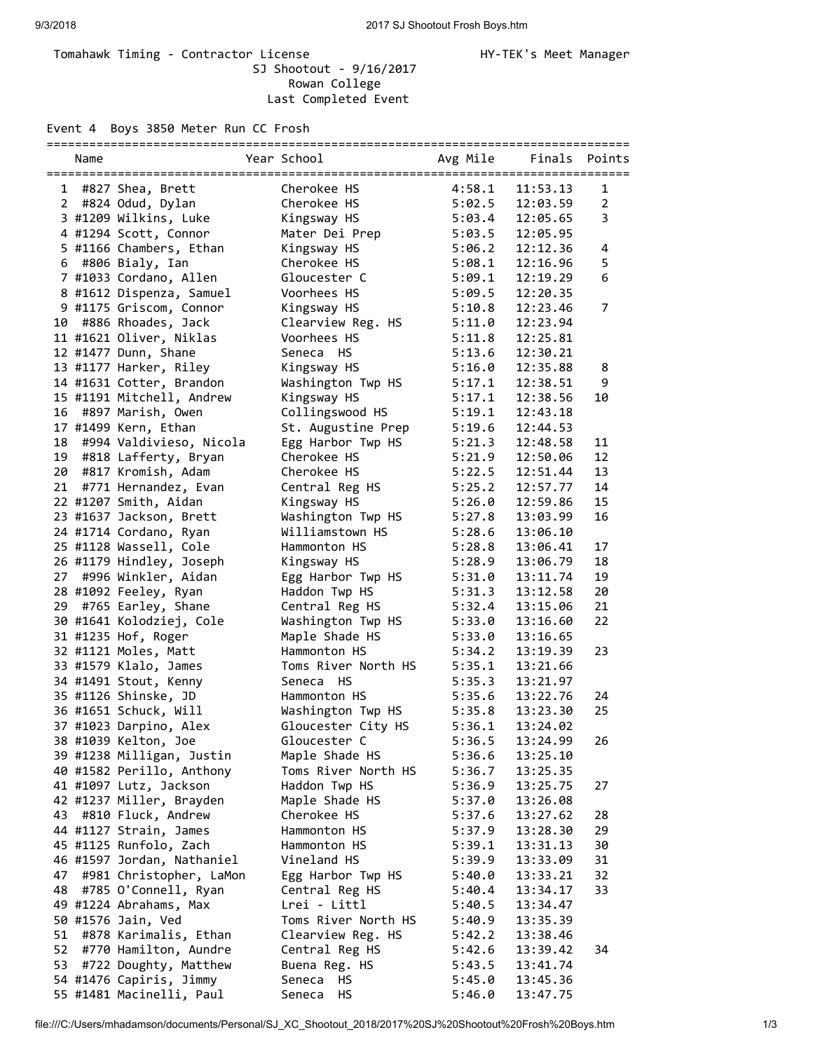Tomahawk Timing - Contractor License HY-TEK's Meet Manager

SJ Shootout - 9/16/2017
Rowan College
Last Completed Event

Event 4 Boys 3850 Meter Run CC Frosh

| | Name | Year | School | Avg Mile | Finals | Points |
|---|---|---|---|---|---|---|
| 1 | #827 Shea, Brett | | Cherokee HS | 4:58.1 | 11:53.13 | 1 |
| 2 | #824 Odud, Dylan | | Cherokee HS | 5:02.5 | 12:03.59 | 2 |
| 3 | #1209 Wilkins, Luke | | Kingsway HS | 5:03.4 | 12:05.65 | 3 |
| 4 | #1294 Scott, Connor | | Mater Dei Prep | 5:03.5 | 12:05.95 | |
| 5 | #1166 Chambers, Ethan | | Kingsway HS | 5:06.2 | 12:12.36 | 4 |
| 6 | #806 Bialy, Ian | | Cherokee HS | 5:08.1 | 12:16.96 | 5 |
| 7 | #1033 Cordano, Allen | | Gloucester C | 5:09.1 | 12:19.29 | 6 |
| 8 | #1612 Dispenza, Samuel | | Voorhees HS | 5:09.5 | 12:20.35 | |
| 9 | #1175 Griscom, Connor | | Kingsway HS | 5:10.8 | 12:23.46 | 7 |
| 10 | #886 Rhoades, Jack | | Clearview Reg. HS | 5:11.0 | 12:23.94 | |
| 11 | #1621 Oliver, Niklas | | Voorhees HS | 5:11.8 | 12:25.81 | |
| 12 | #1477 Dunn, Shane | | Seneca HS | 5:13.6 | 12:30.21 | |
| 13 | #1177 Harker, Riley | | Kingsway HS | 5:16.0 | 12:35.88 | 8 |
| 14 | #1631 Cotter, Brandon | | Washington Twp HS | 5:17.1 | 12:38.51 | 9 |
| 15 | #1191 Mitchell, Andrew | | Kingsway HS | 5:17.1 | 12:38.56 | 10 |
| 16 | #897 Marish, Owen | | Collingswood HS | 5:19.1 | 12:43.18 | |
| 17 | #1499 Kern, Ethan | | St. Augustine Prep | 5:19.6 | 12:44.53 | |
| 18 | #994 Valdivieso, Nicola | | Egg Harbor Twp HS | 5:21.3 | 12:48.58 | 11 |
| 19 | #818 Lafferty, Bryan | | Cherokee HS | 5:21.9 | 12:50.06 | 12 |
| 20 | #817 Kromish, Adam | | Cherokee HS | 5:22.5 | 12:51.44 | 13 |
| 21 | #771 Hernandez, Evan | | Central Reg HS | 5:25.2 | 12:57.77 | 14 |
| 22 | #1207 Smith, Aidan | | Kingsway HS | 5:26.0 | 12:59.86 | 15 |
| 23 | #1637 Jackson, Brett | | Washington Twp HS | 5:27.8 | 13:03.99 | 16 |
| 24 | #1714 Cordano, Ryan | | Williamstown HS | 5:28.6 | 13:06.10 | |
| 25 | #1128 Wassell, Cole | | Hammonton HS | 5:28.8 | 13:06.41 | 17 |
| 26 | #1179 Hindley, Joseph | | Kingsway HS | 5:28.9 | 13:06.79 | 18 |
| 27 | #996 Winkler, Aidan | | Egg Harbor Twp HS | 5:31.0 | 13:11.74 | 19 |
| 28 | #1092 Feeley, Ryan | | Haddon Twp HS | 5:31.3 | 13:12.58 | 20 |
| 29 | #765 Earley, Shane | | Central Reg HS | 5:32.4 | 13:15.06 | 21 |
| 30 | #1641 Kolodziej, Cole | | Washington Twp HS | 5:33.0 | 13:16.60 | 22 |
| 31 | #1235 Hof, Roger | | Maple Shade HS | 5:33.0 | 13:16.65 | |
| 32 | #1121 Moles, Matt | | Hammonton HS | 5:34.2 | 13:19.39 | 23 |
| 33 | #1579 Klalo, James | | Toms River North HS | 5:35.1 | 13:21.66 | |
| 34 | #1491 Stout, Kenny | | Seneca HS | 5:35.3 | 13:21.97 | |
| 35 | #1126 Shinske, JD | | Hammonton HS | 5:35.6 | 13:22.76 | 24 |
| 36 | #1651 Schuck, Will | | Washington Twp HS | 5:35.8 | 13:23.30 | 25 |
| 37 | #1023 Darpino, Alex | | Gloucester City HS | 5:36.1 | 13:24.02 | |
| 38 | #1039 Kelton, Joe | | Gloucester C | 5:36.5 | 13:24.99 | 26 |
| 39 | #1238 Milligan, Justin | | Maple Shade HS | 5:36.6 | 13:25.10 | |
| 40 | #1582 Perillo, Anthony | | Toms River North HS | 5:36.7 | 13:25.35 | |
| 41 | #1097 Lutz, Jackson | | Haddon Twp HS | 5:36.9 | 13:25.75 | 27 |
| 42 | #1237 Miller, Brayden | | Maple Shade HS | 5:37.0 | 13:26.08 | |
| 43 | #810 Fluck, Andrew | | Cherokee HS | 5:37.6 | 13:27.62 | 28 |
| 44 | #1127 Strain, James | | Hammonton HS | 5:37.9 | 13:28.30 | 29 |
| 45 | #1125 Runfolo, Zach | | Hammonton HS | 5:39.1 | 13:31.13 | 30 |
| 46 | #1597 Jordan, Nathaniel | | Vineland HS | 5:39.9 | 13:33.09 | 31 |
| 47 | #981 Christopher, LaMon | | Egg Harbor Twp HS | 5:40.0 | 13:33.21 | 32 |
| 48 | #785 O'Connell, Ryan | | Central Reg HS | 5:40.4 | 13:34.17 | 33 |
| 49 | #1224 Abrahams, Max | | Lrei - Littl | 5:40.5 | 13:34.47 | |
| 50 | #1576 Jain, Ved | | Toms River North HS | 5:40.9 | 13:35.39 | |
| 51 | #878 Karimalis, Ethan | | Clearview Reg. HS | 5:42.2 | 13:38.46 | |
| 52 | #770 Hamilton, Aundre | | Central Reg HS | 5:42.6 | 13:39.42 | 34 |
| 53 | #722 Doughty, Matthew | | Buena Reg. HS | 5:43.5 | 13:41.74 | |
| 54 | #1476 Capiris, Jimmy | | Seneca HS | 5:45.0 | 13:45.36 | |
| 55 | #1481 Macinelli, Paul | | Seneca HS | 5:46.0 | 13:47.75 | |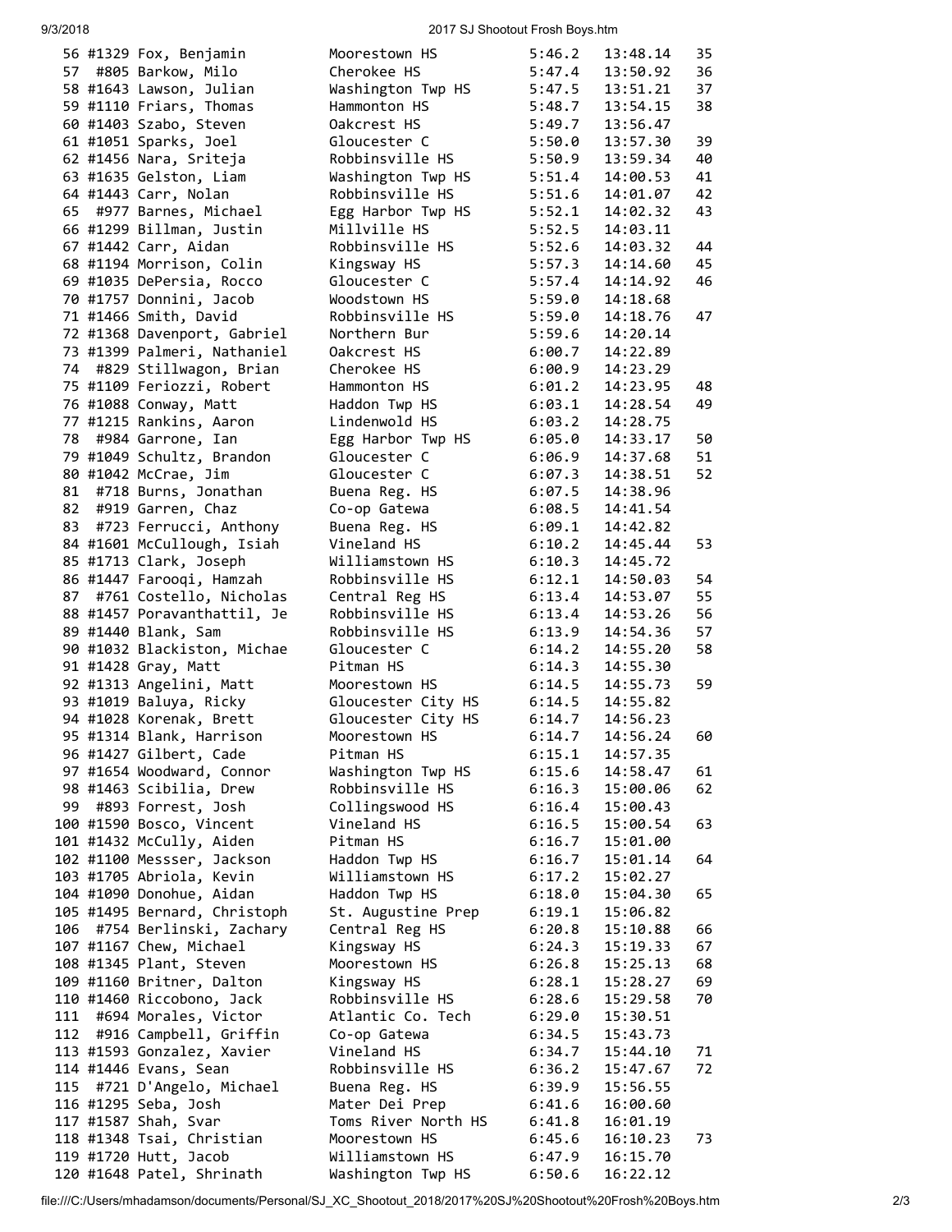| Place | Bib | Name | School | Pace | Time | Team Score |
|---|---|---|---|---|---|---|
| 56 | #1329 | Fox, Benjamin | Moorestown HS | 5:46.2 | 13:48.14 | 35 |
| 57 | #805 | Barkow, Milo | Cherokee HS | 5:47.4 | 13:50.92 | 36 |
| 58 | #1643 | Lawson, Julian | Washington Twp HS | 5:47.5 | 13:51.21 | 37 |
| 59 | #1110 | Friars, Thomas | Hammonton HS | 5:48.7 | 13:54.15 | 38 |
| 60 | #1403 | Szabo, Steven | Oakcrest HS | 5:49.7 | 13:56.47 | |
| 61 | #1051 | Sparks, Joel | Gloucester C | 5:50.0 | 13:57.30 | 39 |
| 62 | #1456 | Nara, Sriteja | Robbinsville HS | 5:50.9 | 13:59.34 | 40 |
| 63 | #1635 | Gelston, Liam | Washington Twp HS | 5:51.4 | 14:00.53 | 41 |
| 64 | #1443 | Carr, Nolan | Robbinsville HS | 5:51.6 | 14:01.07 | 42 |
| 65 | #977 | Barnes, Michael | Egg Harbor Twp HS | 5:52.1 | 14:02.32 | 43 |
| 66 | #1299 | Billman, Justin | Millville HS | 5:52.5 | 14:03.11 | |
| 67 | #1442 | Carr, Aidan | Robbinsville HS | 5:52.6 | 14:03.32 | 44 |
| 68 | #1194 | Morrison, Colin | Kingsway HS | 5:57.3 | 14:14.60 | 45 |
| 69 | #1035 | DePersia, Rocco | Gloucester C | 5:57.4 | 14:14.92 | 46 |
| 70 | #1757 | Donnini, Jacob | Woodstown HS | 5:59.0 | 14:18.68 | |
| 71 | #1466 | Smith, David | Robbinsville HS | 5:59.0 | 14:18.76 | 47 |
| 72 | #1368 | Davenport, Gabriel | Northern Bur | 5:59.6 | 14:20.14 | |
| 73 | #1399 | Palmeri, Nathaniel | Oakcrest HS | 6:00.7 | 14:22.89 | |
| 74 | #829 | Stillwagon, Brian | Cherokee HS | 6:00.9 | 14:23.29 | |
| 75 | #1109 | Feriozzi, Robert | Hammonton HS | 6:01.2 | 14:23.95 | 48 |
| 76 | #1088 | Conway, Matt | Haddon Twp HS | 6:03.1 | 14:28.54 | 49 |
| 77 | #1215 | Rankins, Aaron | Lindenwold HS | 6:03.2 | 14:28.75 | |
| 78 | #984 | Garrone, Ian | Egg Harbor Twp HS | 6:05.0 | 14:33.17 | 50 |
| 79 | #1049 | Schultz, Brandon | Gloucester C | 6:06.9 | 14:37.68 | 51 |
| 80 | #1042 | McCrae, Jim | Gloucester C | 6:07.3 | 14:38.51 | 52 |
| 81 | #718 | Burns, Jonathan | Buena Reg. HS | 6:07.5 | 14:38.96 | |
| 82 | #919 | Garren, Chaz | Co-op Gatewa | 6:08.5 | 14:41.54 | |
| 83 | #723 | Ferrucci, Anthony | Buena Reg. HS | 6:09.1 | 14:42.82 | |
| 84 | #1601 | McCullough, Isiah | Vineland HS | 6:10.2 | 14:45.44 | 53 |
| 85 | #1713 | Clark, Joseph | Williamstown HS | 6:10.3 | 14:45.72 | |
| 86 | #1447 | Farooqi, Hamzah | Robbinsville HS | 6:12.1 | 14:50.03 | 54 |
| 87 | #761 | Costello, Nicholas | Central Reg HS | 6:13.4 | 14:53.07 | 55 |
| 88 | #1457 | Poravanthattil, Je | Robbinsville HS | 6:13.4 | 14:53.26 | 56 |
| 89 | #1440 | Blank, Sam | Robbinsville HS | 6:13.9 | 14:54.36 | 57 |
| 90 | #1032 | Blackiston, Michae | Gloucester C | 6:14.2 | 14:55.20 | 58 |
| 91 | #1428 | Gray, Matt | Pitman HS | 6:14.3 | 14:55.30 | |
| 92 | #1313 | Angelini, Matt | Moorestown HS | 6:14.5 | 14:55.73 | 59 |
| 93 | #1019 | Baluya, Ricky | Gloucester City HS | 6:14.5 | 14:55.82 | |
| 94 | #1028 | Korenak, Brett | Gloucester City HS | 6:14.7 | 14:56.23 | |
| 95 | #1314 | Blank, Harrison | Moorestown HS | 6:14.7 | 14:56.24 | 60 |
| 96 | #1427 | Gilbert, Cade | Pitman HS | 6:15.1 | 14:57.35 | |
| 97 | #1654 | Woodward, Connor | Washington Twp HS | 6:15.6 | 14:58.47 | 61 |
| 98 | #1463 | Scibilia, Drew | Robbinsville HS | 6:16.3 | 15:00.06 | 62 |
| 99 | #893 | Forrest, Josh | Collingswood HS | 6:16.4 | 15:00.43 | |
| 100 | #1590 | Bosco, Vincent | Vineland HS | 6:16.5 | 15:00.54 | 63 |
| 101 | #1432 | McCully, Aiden | Pitman HS | 6:16.7 | 15:01.00 | |
| 102 | #1100 | Messser, Jackson | Haddon Twp HS | 6:16.7 | 15:01.14 | 64 |
| 103 | #1705 | Abriola, Kevin | Williamstown HS | 6:17.2 | 15:02.27 | |
| 104 | #1090 | Donohue, Aidan | Haddon Twp HS | 6:18.0 | 15:04.30 | 65 |
| 105 | #1495 | Bernard, Christoph | St. Augustine Prep | 6:19.1 | 15:06.82 | |
| 106 | #754 | Berlinski, Zachary | Central Reg HS | 6:20.8 | 15:10.88 | 66 |
| 107 | #1167 | Chew, Michael | Kingsway HS | 6:24.3 | 15:19.33 | 67 |
| 108 | #1345 | Plant, Steven | Moorestown HS | 6:26.8 | 15:25.13 | 68 |
| 109 | #1160 | Britner, Dalton | Kingsway HS | 6:28.1 | 15:28.27 | 69 |
| 110 | #1460 | Riccobono, Jack | Robbinsville HS | 6:28.6 | 15:29.58 | 70 |
| 111 | #694 | Morales, Victor | Atlantic Co. Tech | 6:29.0 | 15:30.51 | |
| 112 | #916 | Campbell, Griffin | Co-op Gatewa | 6:34.5 | 15:43.73 | |
| 113 | #1593 | Gonzalez, Xavier | Vineland HS | 6:34.7 | 15:44.10 | 71 |
| 114 | #1446 | Evans, Sean | Robbinsville HS | 6:36.2 | 15:47.67 | 72 |
| 115 | #721 | D'Angelo, Michael | Buena Reg. HS | 6:39.9 | 15:56.55 | |
| 116 | #1295 | Seba, Josh | Mater Dei Prep | 6:41.6 | 16:00.60 | |
| 117 | #1587 | Shah, Svar | Toms River North HS | 6:41.8 | 16:01.19 | |
| 118 | #1348 | Tsai, Christian | Moorestown HS | 6:45.6 | 16:10.23 | 73 |
| 119 | #1720 | Hutt, Jacob | Williamstown HS | 6:47.9 | 16:15.70 | |
| 120 | #1648 | Patel, Shrinath | Washington Twp HS | 6:50.6 | 16:22.12 | |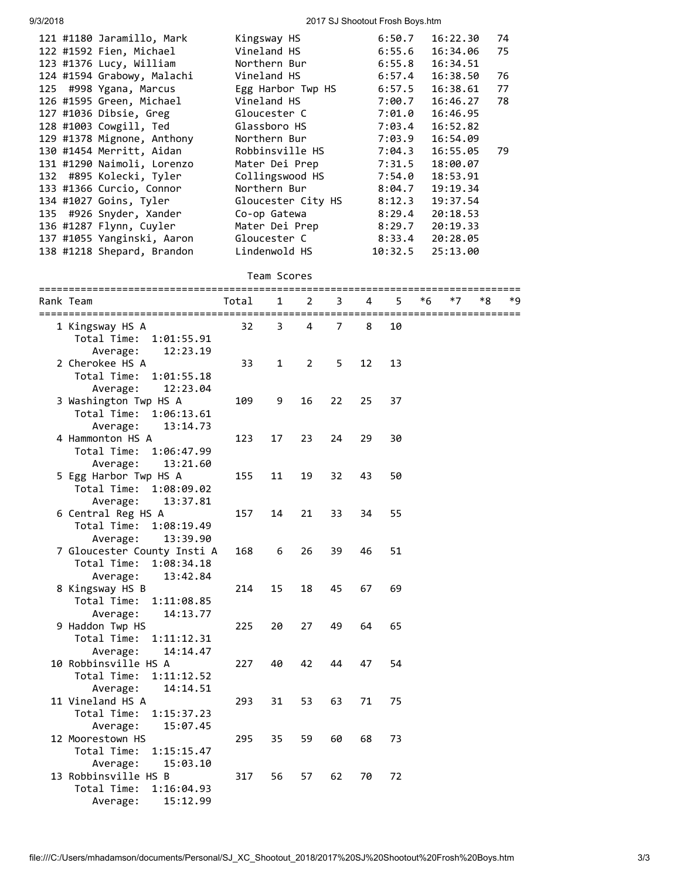| | | | | | |
|---|---|---|---|---|---|
| 121 | #1180 Jaramillo, Mark | Kingsway HS | 6:50.7 | 16:22.30 | 74 |
| 122 | #1592 Fien, Michael | Vineland HS | 6:55.6 | 16:34.06 | 75 |
| 123 | #1376 Lucy, William | Northern Bur | 6:55.8 | 16:34.51 | |
| 124 | #1594 Grabowy, Malachi | Vineland HS | 6:57.4 | 16:38.50 | 76 |
| 125 | #998 Ygana, Marcus | Egg Harbor Twp HS | 6:57.5 | 16:38.61 | 77 |
| 126 | #1595 Green, Michael | Vineland HS | 7:00.7 | 16:46.27 | 78 |
| 127 | #1036 Dibsie, Greg | Gloucester C | 7:01.0 | 16:46.95 | |
| 128 | #1003 Cowgill, Ted | Glassboro HS | 7:03.4 | 16:52.82 | |
| 129 | #1378 Mignone, Anthony | Northern Bur | 7:03.9 | 16:54.09 | |
| 130 | #1454 Merritt, Aidan | Robbinsville HS | 7:04.3 | 16:55.05 | 79 |
| 131 | #1290 Naimoli, Lorenzo | Mater Dei Prep | 7:31.5 | 18:00.07 | |
| 132 | #895 Kolecki, Tyler | Collingswood HS | 7:54.0 | 18:53.91 | |
| 133 | #1366 Curcio, Connor | Northern Bur | 8:04.7 | 19:19.34 | |
| 134 | #1027 Goins, Tyler | Gloucester City HS | 8:12.3 | 19:37.54 | |
| 135 | #926 Snyder, Xander | Co-op Gatewa | 8:29.4 | 20:18.53 | |
| 136 | #1287 Flynn, Cuyler | Mater Dei Prep | 8:29.7 | 20:19.33 | |
| 137 | #1055 Yanginski, Aaron | Gloucester C | 8:33.4 | 20:28.05 | |
| 138 | #1218 Shepard, Brandon | Lindenwold HS | 10:32.5 | 25:13.00 | |

## Team Scores

| Rank | Team | Total | 1 | 2 | 3 | 4 | 5 | *6 | *7 | *8 | *9 |
|---|---|---|---|---|---|---|---|---|---|---|---|
| 1 | Kingsway HS A<br>Total Time: 1:01:55.91<br>Average: 12:23.19 | 32 | 3 | 4 | 7 | 8 | 10 | | | | |
| 2 | Cherokee HS A<br>Total Time: 1:01:55.18<br>Average: 12:23.04 | 33 | 1 | 2 | 5 | 12 | 13 | | | | |
| 3 | Washington Twp HS A<br>Total Time: 1:06:13.61<br>Average: 13:14.73 | 109 | 9 | 16 | 22 | 25 | 37 | | | | |
| 4 | Hammonton HS A<br>Total Time: 1:06:47.99<br>Average: 13:21.60 | 123 | 17 | 23 | 24 | 29 | 30 | | | | |
| 5 | Egg Harbor Twp HS A<br>Total Time: 1:08:09.02<br>Average: 13:37.81 | 155 | 11 | 19 | 32 | 43 | 50 | | | | |
| 6 | Central Reg HS A<br>Total Time: 1:08:19.49<br>Average: 13:39.90 | 157 | 14 | 21 | 33 | 34 | 55 | | | | |
| 7 | Gloucester County Insti A<br>Total Time: 1:08:34.18<br>Average: 13:42.84 | 168 | 6 | 26 | 39 | 46 | 51 | | | | |
| 8 | Kingsway HS B<br>Total Time: 1:11:08.85<br>Average: 14:13.77 | 214 | 15 | 18 | 45 | 67 | 69 | | | | |
| 9 | Haddon Twp HS<br>Total Time: 1:11:12.31<br>Average: 14:14.47 | 225 | 20 | 27 | 49 | 64 | 65 | | | | |
| 10 | Robbinsville HS A<br>Total Time: 1:11:12.52<br>Average: 14:14.51 | 227 | 40 | 42 | 44 | 47 | 54 | | | | |
| 11 | Vineland HS A<br>Total Time: 1:15:37.23<br>Average: 15:07.45 | 293 | 31 | 53 | 63 | 71 | 75 | | | | |
| 12 | Moorestown HS<br>Total Time: 1:15:15.47<br>Average: 15:03.10 | 295 | 35 | 59 | 60 | 68 | 73 | | | | |
| 13 | Robbinsville HS B<br>Total Time: 1:16:04.93<br>Average: 15:12.99 | 317 | 56 | 57 | 62 | 70 | 72 | | | | |